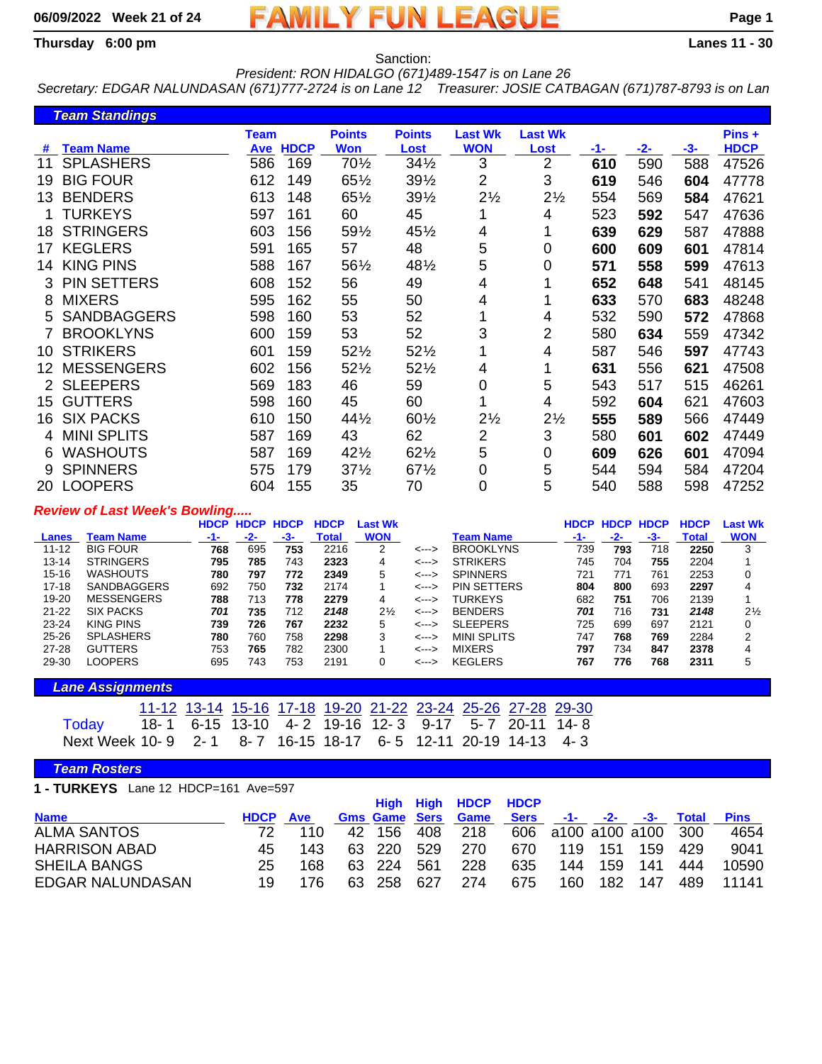06/09/2022 Week 21 of 24

# FAMILY FUN LEAGUE

**Thursday 6:00 pm** — **Lanes 11 - 30**

Sanction:

*President: RON HIDALGO (671)489-1547 is on Lane 26*

*Secretary: EDGAR NALUNDASAN (671)777-2724 is on Lane 12 Treasurer: JOSIE CATBAGAN (671)787-8793 is on Lan*

## Team Standings

| # | Team Name | Team Ave | HDCP | Points Won | Points Lost | Last Wk WON | Last Wk Lost | -1- | -2- | -3- | Pins + HDCP |
|---|---|---|---|---|---|---|---|---|---|---|---|
| 11 | SPLASHERS | 586 | 169 | 70½ | 34½ | 3 | 2 | **610** | 590 | 588 | 47526 |
| 19 | BIG FOUR | 612 | 149 | 65½ | 39½ | 2 | 3 | **619** | 546 | **604** | 47778 |
| 13 | BENDERS | 613 | 148 | 65½ | 39½ | 2½ | 2½ | 554 | 569 | **584** | 47621 |
| 1 | TURKEYS | 597 | 161 | 60 | 45 | 1 | 4 | 523 | **592** | 547 | 47636 |
| 18 | STRINGERS | 603 | 156 | 59½ | 45½ | 4 | 1 | **639** | **629** | 587 | 47888 |
| 17 | KEGLERS | 591 | 165 | 57 | 48 | 5 | 0 | **600** | **609** | **601** | 47814 |
| 14 | KING PINS | 588 | 167 | 56½ | 48½ | 5 | 0 | **571** | **558** | **599** | 47613 |
| 3 | PIN SETTERS | 608 | 152 | 56 | 49 | 4 | 1 | **652** | **648** | 541 | 48145 |
| 8 | MIXERS | 595 | 162 | 55 | 50 | 4 | 1 | **633** | 570 | **683** | 48248 |
| 5 | SANDBAGGERS | 598 | 160 | 53 | 52 | 1 | 4 | 532 | 590 | **572** | 47868 |
| 7 | BROOKLYNS | 600 | 159 | 53 | 52 | 3 | 2 | 580 | **634** | 559 | 47342 |
| 10 | STRIKERS | 601 | 159 | 52½ | 52½ | 1 | 4 | 587 | 546 | **597** | 47743 |
| 12 | MESSENGERS | 602 | 156 | 52½ | 52½ | 4 | 1 | **631** | 556 | **621** | 47508 |
| 2 | SLEEPERS | 569 | 183 | 46 | 59 | 0 | 5 | 543 | 517 | 515 | 46261 |
| 15 | GUTTERS | 598 | 160 | 45 | 60 | 1 | 4 | 592 | **604** | 621 | 47603 |
| 16 | SIX PACKS | 610 | 150 | 44½ | 60½ | 2½ | 2½ | **555** | **589** | 566 | 47449 |
| 4 | MINI SPLITS | 587 | 169 | 43 | 62 | 2 | 3 | 580 | **601** | **602** | 47449 |
| 6 | WASHOUTS | 587 | 169 | 42½ | 62½ | 5 | 0 | **609** | **626** | **601** | 47094 |
| 9 | SPINNERS | 575 | 179 | 37½ | 67½ | 0 | 5 | 544 | 594 | 584 | 47204 |
| 20 | LOOPERS | 604 | 155 | 35 | 70 | 0 | 5 | 540 | 588 | 598 | 47252 |

***Review of Last Week's Bowling.....***

| Lanes | Team Name | HDCP -1- | HDCP -2- | HDCP -3- | HDCP Total | Last Wk WON | | Team Name | HDCP -1- | HDCP -2- | HDCP -3- | HDCP Total | Last Wk WON |
|---|---|---|---|---|---|---|---|---|---|---|---|---|---|
| 11-12 | BIG FOUR | **768** | 695 | **753** | 2216 | 2 | <---> | BROOKLYNS | 739 | **793** | 718 | **2250** | 3 |
| 13-14 | STRINGERS | **795** | **785** | 743 | **2323** | 4 | <---> | STRIKERS | 745 | 704 | **755** | 2204 | 1 |
| 15-16 | WASHOUTS | **780** | **797** | **772** | **2349** | 5 | <---> | SPINNERS | 721 | 771 | 761 | 2253 | 0 |
| 17-18 | SANDBAGGERS | 692 | 750 | **732** | 2174 | 1 | <---> | PIN SETTERS | **804** | **800** | 693 | **2297** | 4 |
| 19-20 | MESSENGERS | **788** | 713 | **778** | **2279** | 4 | <---> | TURKEYS | 682 | **751** | 706 | 2139 | 1 |
| 21-22 | SIX PACKS | ***701*** | **735** | 712 | ***2148*** | 2½ | <---> | BENDERS | ***701*** | 716 | **731** | ***2148*** | 2½ |
| 23-24 | KING PINS | **739** | **726** | **767** | **2232** | 5 | <---> | SLEEPERS | 725 | 699 | 697 | 2121 | 0 |
| 25-26 | SPLASHERS | **780** | 760 | 758 | **2298** | 3 | <---> | MINI SPLITS | 747 | **768** | **769** | 2284 | 2 |
| 27-28 | GUTTERS | 753 | **765** | 782 | 2300 | 1 | <---> | MIXERS | **797** | 734 | **847** | **2378** | 4 |
| 29-30 | LOOPERS | 695 | 743 | 753 | 2191 | 0 | <---> | KEGLERS | **767** | **776** | **768** | **2311** | 5 |

## Lane Assignments

| | 11-12 | 13-14 | 15-16 | 17-18 | 19-20 | 21-22 | 23-24 | 25-26 | 27-28 | 29-30 |
|---|---|---|---|---|---|---|---|---|---|---|
| Today | 18- 1 | 6-15 | 13-10 | 4- 2 | 19-16 | 12- 3 | 9-17 | 5- 7 | 20-11 | 14- 8 |
| Next Week | 10- 9 | 2- 1 | 8- 7 | 16-15 | 18-17 | 6- 5 | 12-11 | 20-19 | 14-13 | 4- 3 |

## Team Rosters

**1 - TURKEYS** Lane 12 HDCP=161 Ave=597

| Name | HDCP | Ave | Gms | High Game | High Sers | HDCP Game | HDCP Sers | -1- | -2- | -3- | Total | Pins |
|---|---|---|---|---|---|---|---|---|---|---|---|---|
| ALMA SANTOS | 72 | 110 | 42 | 156 | 408 | 218 | 606 | a100 | a100 | a100 | 300 | 4654 |
| HARRISON ABAD | 45 | 143 | 63 | 220 | 529 | 270 | 670 | 119 | 151 | 159 | 429 | 9041 |
| SHEILA BANGS | 25 | 168 | 63 | 224 | 561 | 228 | 635 | 144 | 159 | 141 | 444 | 10590 |
| EDGAR NALUNDASAN | 19 | 176 | 63 | 258 | 627 | 274 | 675 | 160 | 182 | 147 | 489 | 11141 |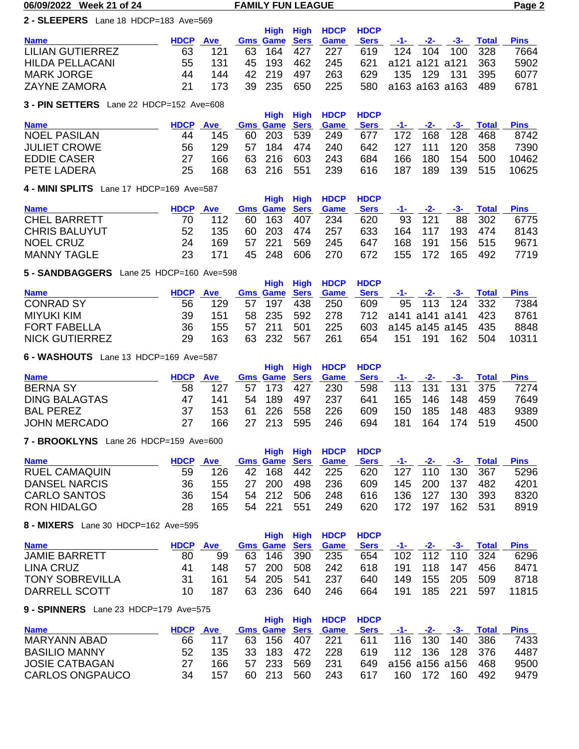## 2 - SLEEPERS Lane 18 HDCP=183 Ave=569

| Name | HDCP | Ave | Gms | High Game | High Sers | HDCP Game | HDCP Sers | -1- | -2- | -3- | Total | Pins |
|---|---|---|---|---|---|---|---|---|---|---|---|---|
| LILIAN GUTIERREZ | 63 | 121 | 63 | 164 | 427 | 227 | 619 | 124 | 104 | 100 | 328 | 7664 |
| HILDA PELLACANI | 55 | 131 | 45 | 193 | 462 | 245 | 621 | a121 | a121 | a121 | 363 | 5902 |
| MARK JORGE | 44 | 144 | 42 | 219 | 497 | 263 | 629 | 135 | 129 | 131 | 395 | 6077 |
| ZAYNE ZAMORA | 21 | 173 | 39 | 235 | 650 | 225 | 580 | a163 | a163 | a163 | 489 | 6781 |

## 3 - PIN SETTERS Lane 22 HDCP=152 Ave=608

| Name | HDCP | Ave | Gms | High Game | High Sers | HDCP Game | HDCP Sers | -1- | -2- | -3- | Total | Pins |
|---|---|---|---|---|---|---|---|---|---|---|---|---|
| NOEL PASILAN | 44 | 145 | 60 | 203 | 539 | 249 | 677 | 172 | 168 | 128 | 468 | 8742 |
| JULIET CROWE | 56 | 129 | 57 | 184 | 474 | 240 | 642 | 127 | 111 | 120 | 358 | 7390 |
| EDDIE CASER | 27 | 166 | 63 | 216 | 603 | 243 | 684 | 166 | 180 | 154 | 500 | 10462 |
| PETE LADERA | 25 | 168 | 63 | 216 | 551 | 239 | 616 | 187 | 189 | 139 | 515 | 10625 |

## 4 - MINI SPLITS Lane 17 HDCP=169 Ave=587

| Name | HDCP | Ave | Gms | High Game | High Sers | HDCP Game | HDCP Sers | -1- | -2- | -3- | Total | Pins |
|---|---|---|---|---|---|---|---|---|---|---|---|---|
| CHEL BARRETT | 70 | 112 | 60 | 163 | 407 | 234 | 620 | 93 | 121 | 88 | 302 | 6775 |
| CHRIS BALUYUT | 52 | 135 | 60 | 203 | 474 | 257 | 633 | 164 | 117 | 193 | 474 | 8143 |
| NOEL CRUZ | 24 | 169 | 57 | 221 | 569 | 245 | 647 | 168 | 191 | 156 | 515 | 9671 |
| MANNY TAGLE | 23 | 171 | 45 | 248 | 606 | 270 | 672 | 155 | 172 | 165 | 492 | 7719 |

## 5 - SANDBAGGERS Lane 25 HDCP=160 Ave=598

| Name | HDCP | Ave | Gms | High Game | High Sers | HDCP Game | HDCP Sers | -1- | -2- | -3- | Total | Pins |
|---|---|---|---|---|---|---|---|---|---|---|---|---|
| CONRAD SY | 56 | 129 | 57 | 197 | 438 | 250 | 609 | 95 | 113 | 124 | 332 | 7384 |
| MIYUKI KIM | 39 | 151 | 58 | 235 | 592 | 278 | 712 | a141 | a141 | a141 | 423 | 8761 |
| FORT FABELLA | 36 | 155 | 57 | 211 | 501 | 225 | 603 | a145 | a145 | a145 | 435 | 8848 |
| NICK GUTIERREZ | 29 | 163 | 63 | 232 | 567 | 261 | 654 | 151 | 191 | 162 | 504 | 10311 |

## 6 - WASHOUTS Lane 13 HDCP=169 Ave=587

| Name | HDCP | Ave | Gms | High Game | High Sers | HDCP Game | HDCP Sers | -1- | -2- | -3- | Total | Pins |
|---|---|---|---|---|---|---|---|---|---|---|---|---|
| BERNA SY | 58 | 127 | 57 | 173 | 427 | 230 | 598 | 113 | 131 | 131 | 375 | 7274 |
| DING BALAGTAS | 47 | 141 | 54 | 189 | 497 | 237 | 641 | 165 | 146 | 148 | 459 | 7649 |
| BAL PEREZ | 37 | 153 | 61 | 226 | 558 | 226 | 609 | 150 | 185 | 148 | 483 | 9389 |
| JOHN MERCADO | 27 | 166 | 27 | 213 | 595 | 246 | 694 | 181 | 164 | 174 | 519 | 4500 |

## 7 - BROOKLYNS Lane 26 HDCP=159 Ave=600

| Name | HDCP | Ave | Gms | High Game | High Sers | HDCP Game | HDCP Sers | -1- | -2- | -3- | Total | Pins |
|---|---|---|---|---|---|---|---|---|---|---|---|---|
| RUEL CAMAQUIN | 59 | 126 | 42 | 168 | 442 | 225 | 620 | 127 | 110 | 130 | 367 | 5296 |
| DANSEL NARCIS | 36 | 155 | 27 | 200 | 498 | 236 | 609 | 145 | 200 | 137 | 482 | 4201 |
| CARLO SANTOS | 36 | 154 | 54 | 212 | 506 | 248 | 616 | 136 | 127 | 130 | 393 | 8320 |
| RON HIDALGO | 28 | 165 | 54 | 221 | 551 | 249 | 620 | 172 | 197 | 162 | 531 | 8919 |

## 8 - MIXERS Lane 30 HDCP=162 Ave=595

| Name | HDCP | Ave | Gms | High Game | High Sers | HDCP Game | HDCP Sers | -1- | -2- | -3- | Total | Pins |
|---|---|---|---|---|---|---|---|---|---|---|---|---|
| JAMIE BARRETT | 80 | 99 | 63 | 146 | 390 | 235 | 654 | 102 | 112 | 110 | 324 | 6296 |
| LINA CRUZ | 41 | 148 | 57 | 200 | 508 | 242 | 618 | 191 | 118 | 147 | 456 | 8471 |
| TONY SOBREVILLA | 31 | 161 | 54 | 205 | 541 | 237 | 640 | 149 | 155 | 205 | 509 | 8718 |
| DARRELL SCOTT | 10 | 187 | 63 | 236 | 640 | 246 | 664 | 191 | 185 | 221 | 597 | 11815 |

## 9 - SPINNERS Lane 23 HDCP=179 Ave=575

| Name | HDCP | Ave | Gms | High Game | High Sers | HDCP Game | HDCP Sers | -1- | -2- | -3- | Total | Pins |
|---|---|---|---|---|---|---|---|---|---|---|---|---|
| MARYANN ABAD | 66 | 117 | 63 | 156 | 407 | 221 | 611 | 116 | 130 | 140 | 386 | 7433 |
| BASILIO MANNY | 52 | 135 | 33 | 183 | 472 | 228 | 619 | 112 | 136 | 128 | 376 | 4487 |
| JOSIE CATBAGAN | 27 | 166 | 57 | 233 | 569 | 231 | 649 | a156 | a156 | a156 | 468 | 9500 |
| CARLOS ONGPAUCO | 34 | 157 | 60 | 213 | 560 | 243 | 617 | 160 | 172 | 160 | 492 | 9479 |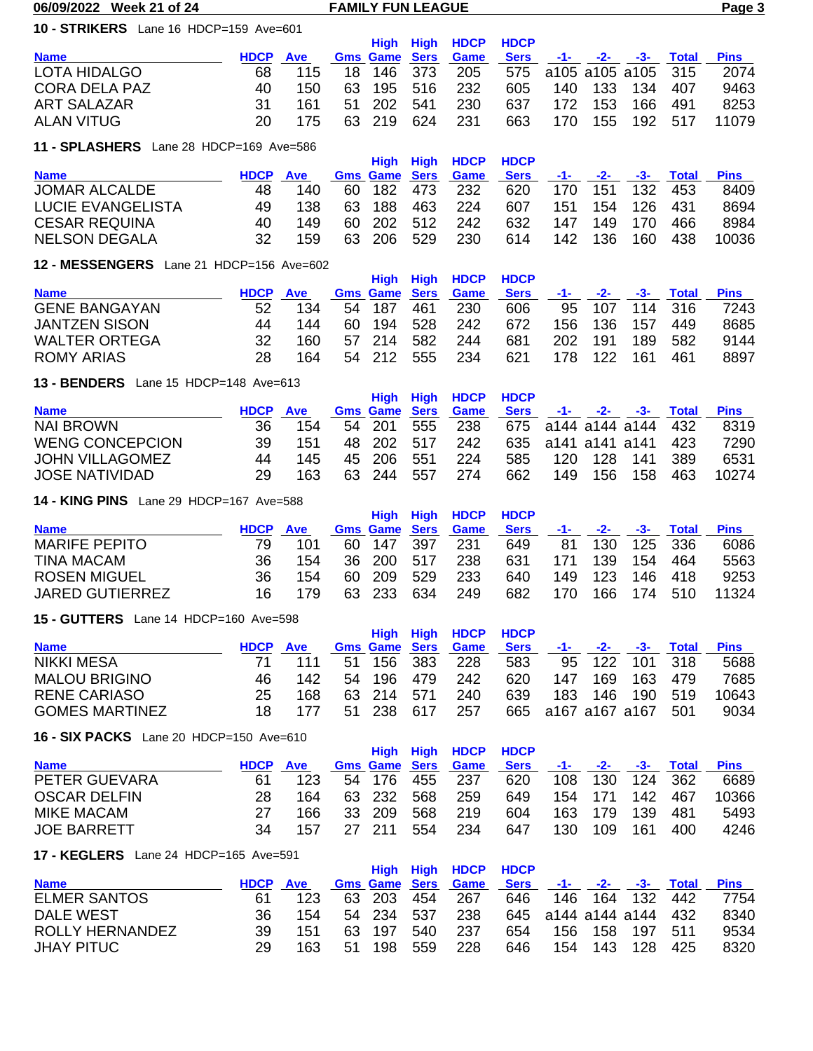06/09/2022 Week 21 of 24 — FAMILY FUN LEAGUE

### 10 - STRIKERS   Lane 16 HDCP=159 Ave=601

| Name | HDCP | Ave | Gms | High Game | High Sers | HDCP Game | HDCP Sers | -1- | -2- | -3- | Total | Pins |
|---|---|---|---|---|---|---|---|---|---|---|---|---|
| LOTA HIDALGO | 68 | 115 | 18 | 146 | 373 | 205 | 575 | a105 | a105 | a105 | 315 | 2074 |
| CORA DELA PAZ | 40 | 150 | 63 | 195 | 516 | 232 | 605 | 140 | 133 | 134 | 407 | 9463 |
| ART SALAZAR | 31 | 161 | 51 | 202 | 541 | 230 | 637 | 172 | 153 | 166 | 491 | 8253 |
| ALAN VITUG | 20 | 175 | 63 | 219 | 624 | 231 | 663 | 170 | 155 | 192 | 517 | 11079 |

### 11 - SPLASHERS   Lane 28 HDCP=169 Ave=586

| Name | HDCP | Ave | Gms | High Game | High Sers | HDCP Game | HDCP Sers | -1- | -2- | -3- | Total | Pins |
|---|---|---|---|---|---|---|---|---|---|---|---|---|
| JOMAR ALCALDE | 48 | 140 | 60 | 182 | 473 | 232 | 620 | 170 | 151 | 132 | 453 | 8409 |
| LUCIE EVANGELISTA | 49 | 138 | 63 | 188 | 463 | 224 | 607 | 151 | 154 | 126 | 431 | 8694 |
| CESAR REQUINA | 40 | 149 | 60 | 202 | 512 | 242 | 632 | 147 | 149 | 170 | 466 | 8984 |
| NELSON DEGALA | 32 | 159 | 63 | 206 | 529 | 230 | 614 | 142 | 136 | 160 | 438 | 10036 |

### 12 - MESSENGERS   Lane 21 HDCP=156 Ave=602

| Name | HDCP | Ave | Gms | High Game | High Sers | HDCP Game | HDCP Sers | -1- | -2- | -3- | Total | Pins |
|---|---|---|---|---|---|---|---|---|---|---|---|---|
| GENE BANGAYAN | 52 | 134 | 54 | 187 | 461 | 230 | 606 | 95 | 107 | 114 | 316 | 7243 |
| JANTZEN SISON | 44 | 144 | 60 | 194 | 528 | 242 | 672 | 156 | 136 | 157 | 449 | 8685 |
| WALTER ORTEGA | 32 | 160 | 57 | 214 | 582 | 244 | 681 | 202 | 191 | 189 | 582 | 9144 |
| ROMY ARIAS | 28 | 164 | 54 | 212 | 555 | 234 | 621 | 178 | 122 | 161 | 461 | 8897 |

### 13 - BENDERS   Lane 15 HDCP=148 Ave=613

| Name | HDCP | Ave | Gms | High Game | High Sers | HDCP Game | HDCP Sers | -1- | -2- | -3- | Total | Pins |
|---|---|---|---|---|---|---|---|---|---|---|---|---|
| NAI BROWN | 36 | 154 | 54 | 201 | 555 | 238 | 675 | a144 | a144 | a144 | 432 | 8319 |
| WENG CONCEPCION | 39 | 151 | 48 | 202 | 517 | 242 | 635 | a141 | a141 | a141 | 423 | 7290 |
| JOHN VILLAGOMEZ | 44 | 145 | 45 | 206 | 551 | 224 | 585 | 120 | 128 | 141 | 389 | 6531 |
| JOSE NATIVIDAD | 29 | 163 | 63 | 244 | 557 | 274 | 662 | 149 | 156 | 158 | 463 | 10274 |

### 14 - KING PINS   Lane 29 HDCP=167 Ave=588

| Name | HDCP | Ave | Gms | High Game | High Sers | HDCP Game | HDCP Sers | -1- | -2- | -3- | Total | Pins |
|---|---|---|---|---|---|---|---|---|---|---|---|---|
| MARIFE PEPITO | 79 | 101 | 60 | 147 | 397 | 231 | 649 | 81 | 130 | 125 | 336 | 6086 |
| TINA MACAM | 36 | 154 | 36 | 200 | 517 | 238 | 631 | 171 | 139 | 154 | 464 | 5563 |
| ROSEN MIGUEL | 36 | 154 | 60 | 209 | 529 | 233 | 640 | 149 | 123 | 146 | 418 | 9253 |
| JARED GUTIERREZ | 16 | 179 | 63 | 233 | 634 | 249 | 682 | 170 | 166 | 174 | 510 | 11324 |

### 15 - GUTTERS   Lane 14 HDCP=160 Ave=598

| Name | HDCP | Ave | Gms | High Game | High Sers | HDCP Game | HDCP Sers | -1- | -2- | -3- | Total | Pins |
|---|---|---|---|---|---|---|---|---|---|---|---|---|
| NIKKI MESA | 71 | 111 | 51 | 156 | 383 | 228 | 583 | 95 | 122 | 101 | 318 | 5688 |
| MALOU BRIGINO | 46 | 142 | 54 | 196 | 479 | 242 | 620 | 147 | 169 | 163 | 479 | 7685 |
| RENE CARIASO | 25 | 168 | 63 | 214 | 571 | 240 | 639 | 183 | 146 | 190 | 519 | 10643 |
| GOMES MARTINEZ | 18 | 177 | 51 | 238 | 617 | 257 | 665 | a167 | a167 | a167 | 501 | 9034 |

### 16 - SIX PACKS   Lane 20 HDCP=150 Ave=610

| Name | HDCP | Ave | Gms | High Game | High Sers | HDCP Game | HDCP Sers | -1- | -2- | -3- | Total | Pins |
|---|---|---|---|---|---|---|---|---|---|---|---|---|
| PETER GUEVARA | 61 | 123 | 54 | 176 | 455 | 237 | 620 | 108 | 130 | 124 | 362 | 6689 |
| OSCAR DELFIN | 28 | 164 | 63 | 232 | 568 | 259 | 649 | 154 | 171 | 142 | 467 | 10366 |
| MIKE MACAM | 27 | 166 | 33 | 209 | 568 | 219 | 604 | 163 | 179 | 139 | 481 | 5493 |
| JOE BARRETT | 34 | 157 | 27 | 211 | 554 | 234 | 647 | 130 | 109 | 161 | 400 | 4246 |

### 17 - KEGLERS   Lane 24 HDCP=165 Ave=591

| Name | HDCP | Ave | Gms | High Game | High Sers | HDCP Game | HDCP Sers | -1- | -2- | -3- | Total | Pins |
|---|---|---|---|---|---|---|---|---|---|---|---|---|
| ELMER SANTOS | 61 | 123 | 63 | 203 | 454 | 267 | 646 | 146 | 164 | 132 | 442 | 7754 |
| DALE WEST | 36 | 154 | 54 | 234 | 537 | 238 | 645 | a144 | a144 | a144 | 432 | 8340 |
| ROLLY HERNANDEZ | 39 | 151 | 63 | 197 | 540 | 237 | 654 | 156 | 158 | 197 | 511 | 9534 |
| JHAY PITUC | 29 | 163 | 51 | 198 | 559 | 228 | 646 | 154 | 143 | 128 | 425 | 8320 |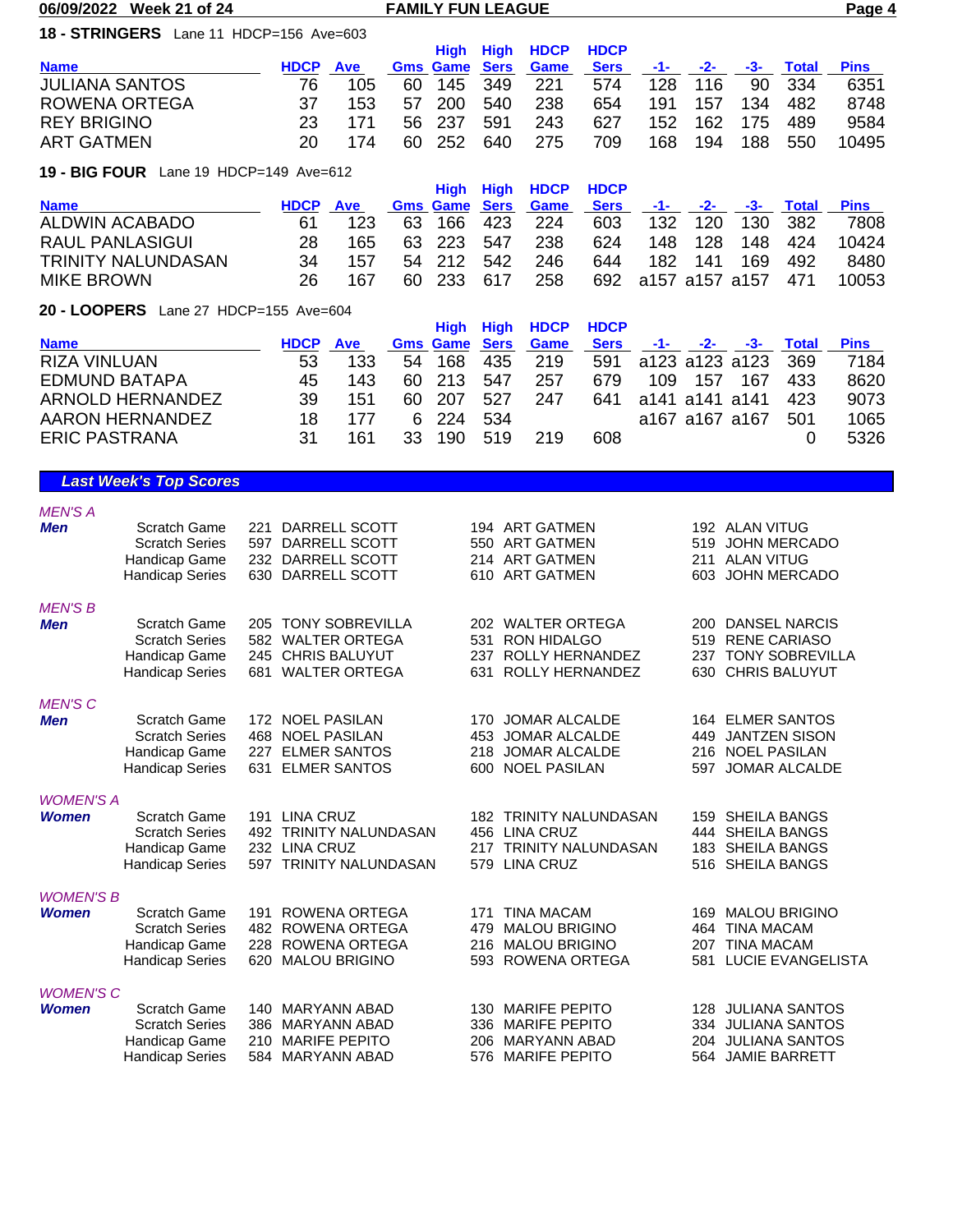## 18 - STRINGERS  Lane 11  HDCP=156  Ave=603

| Name | HDCP | Ave | Gms | High Game | High Sers | HDCP Game | HDCP Sers | -1- | -2- | -3- | Total | Pins |
|---|---|---|---|---|---|---|---|---|---|---|---|---|
| JULIANA SANTOS | 76 | 105 | 60 | 145 | 349 | 221 | 574 | 128 | 116 | 90 | 334 | 6351 |
| ROWENA ORTEGA | 37 | 153 | 57 | 200 | 540 | 238 | 654 | 191 | 157 | 134 | 482 | 8748 |
| REY BRIGINO | 23 | 171 | 56 | 237 | 591 | 243 | 627 | 152 | 162 | 175 | 489 | 9584 |
| ART GATMEN | 20 | 174 | 60 | 252 | 640 | 275 | 709 | 168 | 194 | 188 | 550 | 10495 |

## 19 - BIG FOUR  Lane 19  HDCP=149  Ave=612

| Name | HDCP | Ave | Gms | High Game | High Sers | HDCP Game | HDCP Sers | -1- | -2- | -3- | Total | Pins |
|---|---|---|---|---|---|---|---|---|---|---|---|---|
| ALDWIN ACABADO | 61 | 123 | 63 | 166 | 423 | 224 | 603 | 132 | 120 | 130 | 382 | 7808 |
| RAUL PANLASIGUI | 28 | 165 | 63 | 223 | 547 | 238 | 624 | 148 | 128 | 148 | 424 | 10424 |
| TRINITY NALUNDASAN | 34 | 157 | 54 | 212 | 542 | 246 | 644 | 182 | 141 | 169 | 492 | 8480 |
| MIKE BROWN | 26 | 167 | 60 | 233 | 617 | 258 | 692 | a157 | a157 | a157 | 471 | 10053 |

## 20 - LOOPERS  Lane 27  HDCP=155  Ave=604

| Name | HDCP | Ave | Gms | High Game | High Sers | HDCP Game | HDCP Sers | -1- | -2- | -3- | Total | Pins |
|---|---|---|---|---|---|---|---|---|---|---|---|---|
| RIZA VINLUAN | 53 | 133 | 54 | 168 | 435 | 219 | 591 | a123 | a123 | a123 | 369 | 7184 |
| EDMUND BATAPA | 45 | 143 | 60 | 213 | 547 | 257 | 679 | 109 | 157 | 167 | 433 | 8620 |
| ARNOLD HERNANDEZ | 39 | 151 | 60 | 207 | 527 | 247 | 641 | a141 | a141 | a141 | 423 | 9073 |
| AARON HERNANDEZ | 18 | 177 | 6 | 224 | 534 | | | a167 | a167 | a167 | 501 | 1065 |
| ERIC PASTRANA | 31 | 161 | 33 | 190 | 519 | 219 | 608 | | | | 0 | 5326 |

## Last Week's Top Scores

### MEN'S A

| Men | | | |
|---|---|---|---|
| Scratch Game | 221 DARRELL SCOTT | 194 ART GATMEN | 192 ALAN VITUG |
| Scratch Series | 597 DARRELL SCOTT | 550 ART GATMEN | 519 JOHN MERCADO |
| Handicap Game | 232 DARRELL SCOTT | 214 ART GATMEN | 211 ALAN VITUG |
| Handicap Series | 630 DARRELL SCOTT | 610 ART GATMEN | 603 JOHN MERCADO |

### MEN'S B

| Men | | | |
|---|---|---|---|
| Scratch Game | 205 TONY SOBREVILLA | 202 WALTER ORTEGA | 200 DANSEL NARCIS |
| Scratch Series | 582 WALTER ORTEGA | 531 RON HIDALGO | 519 RENE CARIASO |
| Handicap Game | 245 CHRIS BALUYUT | 237 ROLLY HERNANDEZ | 237 TONY SOBREVILLA |
| Handicap Series | 681 WALTER ORTEGA | 631 ROLLY HERNANDEZ | 630 CHRIS BALUYUT |

### MEN'S C

| Men | | | |
|---|---|---|---|
| Scratch Game | 172 NOEL PASILAN | 170 JOMAR ALCALDE | 164 ELMER SANTOS |
| Scratch Series | 468 NOEL PASILAN | 453 JOMAR ALCALDE | 449 JANTZEN SISON |
| Handicap Game | 227 ELMER SANTOS | 218 JOMAR ALCALDE | 216 NOEL PASILAN |
| Handicap Series | 631 ELMER SANTOS | 600 NOEL PASILAN | 597 JOMAR ALCALDE |

### WOMEN'S A

| Women | | | |
|---|---|---|---|
| Scratch Game | 191 LINA CRUZ | 182 TRINITY NALUNDASAN | 159 SHEILA BANGS |
| Scratch Series | 492 TRINITY NALUNDASAN | 456 LINA CRUZ | 444 SHEILA BANGS |
| Handicap Game | 232 LINA CRUZ | 217 TRINITY NALUNDASAN | 183 SHEILA BANGS |
| Handicap Series | 597 TRINITY NALUNDASAN | 579 LINA CRUZ | 516 SHEILA BANGS |

### WOMEN'S B

| Women | | | |
|---|---|---|---|
| Scratch Game | 191 ROWENA ORTEGA | 171 TINA MACAM | 169 MALOU BRIGINO |
| Scratch Series | 482 ROWENA ORTEGA | 479 MALOU BRIGINO | 464 TINA MACAM |
| Handicap Game | 228 ROWENA ORTEGA | 216 MALOU BRIGINO | 207 TINA MACAM |
| Handicap Series | 620 MALOU BRIGINO | 593 ROWENA ORTEGA | 581 LUCIE EVANGELISTA |

### WOMEN'S C

| Women | | | |
|---|---|---|---|
| Scratch Game | 140 MARYANN ABAD | 130 MARIFE PEPITO | 128 JULIANA SANTOS |
| Scratch Series | 386 MARYANN ABAD | 336 MARIFE PEPITO | 334 JULIANA SANTOS |
| Handicap Game | 210 MARIFE PEPITO | 206 MARYANN ABAD | 204 JULIANA SANTOS |
| Handicap Series | 584 MARYANN ABAD | 576 MARIFE PEPITO | 564 JAMIE BARRETT |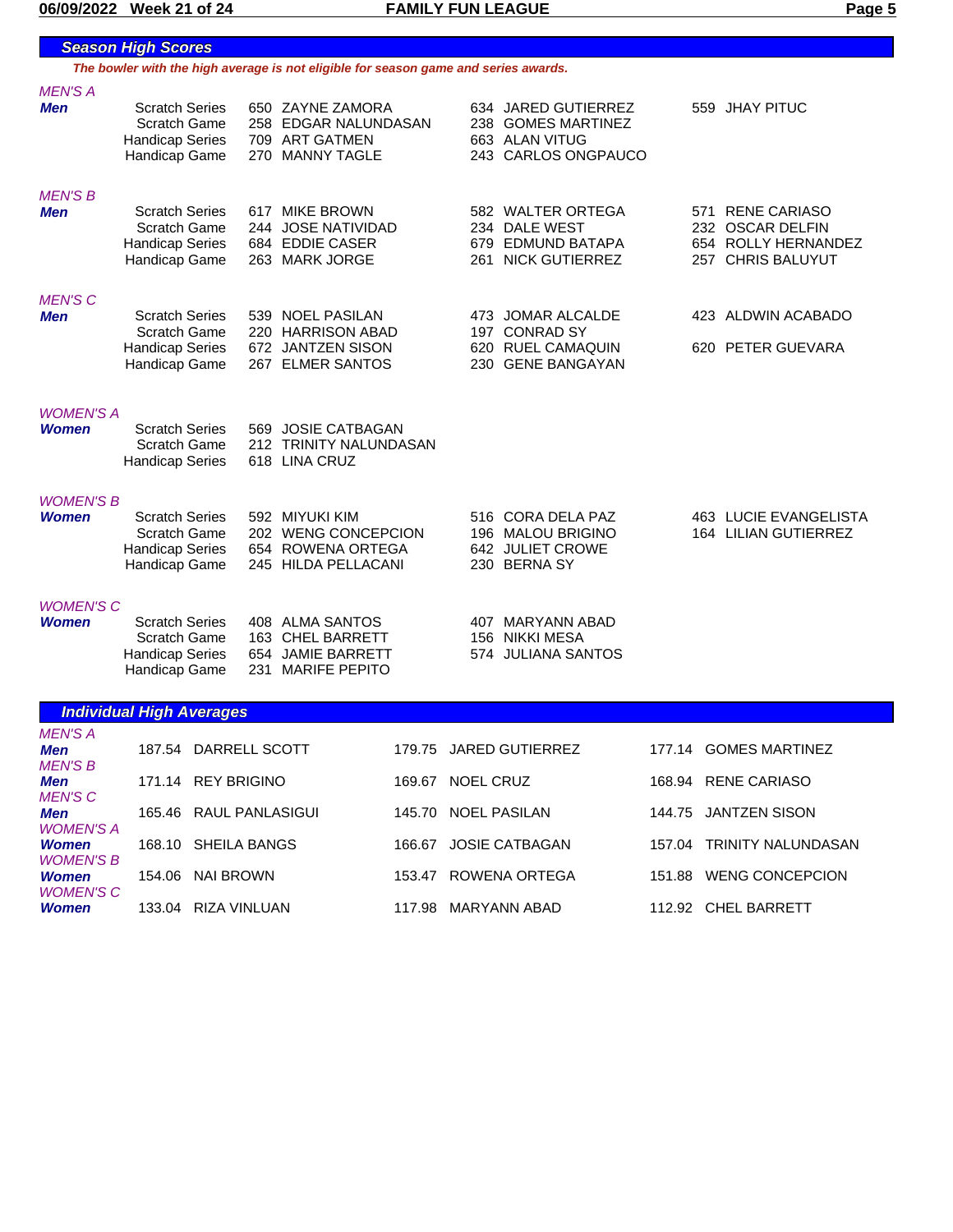## Season High Scores

*The bowler with the high average is not eligible for season game and series awards.*

| | | | | |
|---|---|---|---|---|
| *MEN'S A* | | | | |
| **Men** | Scratch Series | 650 ZAYNE ZAMORA | 634 JARED GUTIERREZ | 559 JHAY PITUC |
| | Scratch Game | 258 EDGAR NALUNDASAN | 238 GOMES MARTINEZ | |
| | Handicap Series | 709 ART GATMEN | 663 ALAN VITUG | |
| | Handicap Game | 270 MANNY TAGLE | 243 CARLOS ONGPAUCO | |
| *MEN'S B* | | | | |
| **Men** | Scratch Series | 617 MIKE BROWN | 582 WALTER ORTEGA | 571 RENE CARIASO |
| | Scratch Game | 244 JOSE NATIVIDAD | 234 DALE WEST | 232 OSCAR DELFIN |
| | Handicap Series | 684 EDDIE CASER | 679 EDMUND BATAPA | 654 ROLLY HERNANDEZ |
| | Handicap Game | 263 MARK JORGE | 261 NICK GUTIERREZ | 257 CHRIS BALUYUT |
| *MEN'S C* | | | | |
| **Men** | Scratch Series | 539 NOEL PASILAN | 473 JOMAR ALCALDE | 423 ALDWIN ACABADO |
| | Scratch Game | 220 HARRISON ABAD | 197 CONRAD SY | |
| | Handicap Series | 672 JANTZEN SISON | 620 RUEL CAMAQUIN | 620 PETER GUEVARA |
| | Handicap Game | 267 ELMER SANTOS | 230 GENE BANGAYAN | |
| *WOMEN'S A* | | | | |
| **Women** | Scratch Series | 569 JOSIE CATBAGAN | | |
| | Scratch Game | 212 TRINITY NALUNDASAN | | |
| | Handicap Series | 618 LINA CRUZ | | |
| *WOMEN'S B* | | | | |
| **Women** | Scratch Series | 592 MIYUKI KIM | 516 CORA DELA PAZ | 463 LUCIE EVANGELISTA |
| | Scratch Game | 202 WENG CONCEPCION | 196 MALOU BRIGINO | 164 LILIAN GUTIERREZ |
| | Handicap Series | 654 ROWENA ORTEGA | 642 JULIET CROWE | |
| | Handicap Game | 245 HILDA PELLACANI | 230 BERNA SY | |
| *WOMEN'S C* | | | | |
| **Women** | Scratch Series | 408 ALMA SANTOS | 407 MARYANN ABAD | |
| | Scratch Game | 163 CHEL BARRETT | 156 NIKKI MESA | |
| | Handicap Series | 654 JAMIE BARRETT | 574 JULIANA SANTOS | |
| | Handicap Game | 231 MARIFE PEPITO | | |

## Individual High Averages

| | | | |
|---|---|---|---|
| *MEN'S A* **Men** | 187.54 DARRELL SCOTT | 179.75 JARED GUTIERREZ | 177.14 GOMES MARTINEZ |
| *MEN'S B* **Men** | 171.14 REY BRIGINO | 169.67 NOEL CRUZ | 168.94 RENE CARIASO |
| *MEN'S C* **Men** | 165.46 RAUL PANLASIGUI | 145.70 NOEL PASILAN | 144.75 JANTZEN SISON |
| *WOMEN'S A* **Women** | 168.10 SHEILA BANGS | 166.67 JOSIE CATBAGAN | 157.04 TRINITY NALUNDASAN |
| *WOMEN'S B* **Women** | 154.06 NAI BROWN | 153.47 ROWENA ORTEGA | 151.88 WENG CONCEPCION |
| *WOMEN'S C* **Women** | 133.04 RIZA VINLUAN | 117.98 MARYANN ABAD | 112.92 CHEL BARRETT |